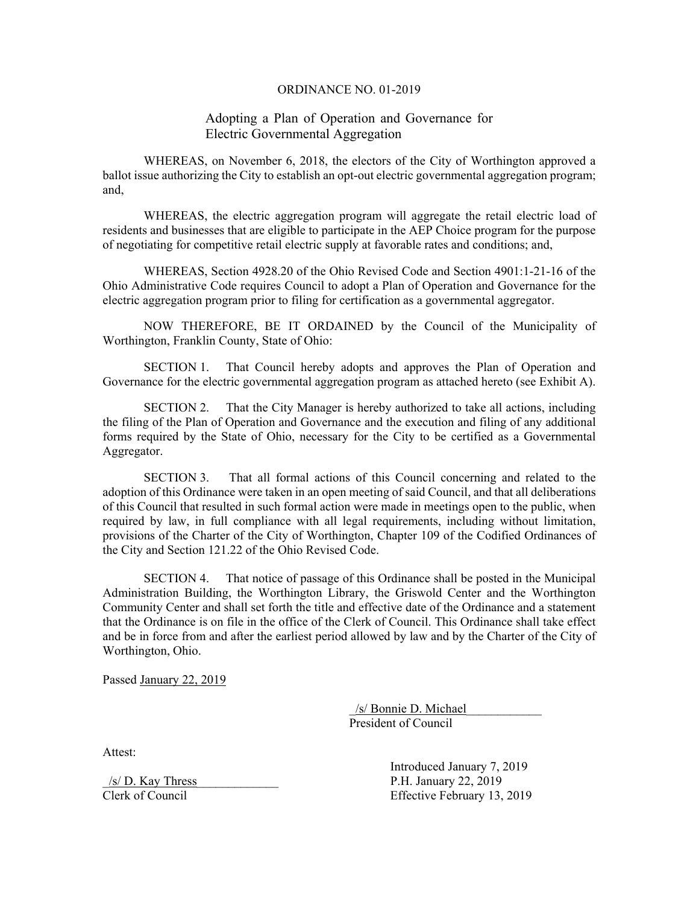# ORDINANCE NO. 01-2019

## Adopting a Plan of Operation and Governance for Electric Governmental Aggregation

WHEREAS, on November 6, 2018, the electors of the City of Worthington approved a ballot issue authorizing the City to establish an opt-out electric governmental aggregation program; and,

WHEREAS, the electric aggregation program will aggregate the retail electric load of residents and businesses that are eligible to participate in the AEP Choice program for the purpose of negotiating for competitive retail electric supply at favorable rates and conditions; and,

WHEREAS, Section 4928.20 of the Ohio Revised Code and Section 4901:1-21-16 of the Ohio Administrative Code requires Council to adopt a Plan of Operation and Governance for the electric aggregation program prior to filing for certification as a governmental aggregator.

NOW THEREFORE, BE IT ORDAINED by the Council of the Municipality of Worthington, Franklin County, State of Ohio:

SECTION 1. That Council hereby adopts and approves the Plan of Operation and Governance for the electric governmental aggregation program as attached hereto (see Exhibit A).

SECTION 2. That the City Manager is hereby authorized to take all actions, including the filing of the Plan of Operation and Governance and the execution and filing of any additional forms required by the State of Ohio, necessary for the City to be certified as a Governmental Aggregator.

SECTION 3. That all formal actions of this Council concerning and related to the adoption of this Ordinance were taken in an open meeting of said Council, and that all deliberations of this Council that resulted in such formal action were made in meetings open to the public, when required by law, in full compliance with all legal requirements, including without limitation, provisions of the Charter of the City of Worthington, Chapter 109 of the Codified Ordinances of the City and Section 121.22 of the Ohio Revised Code.

SECTION 4. That notice of passage of this Ordinance shall be posted in the Municipal Administration Building, the Worthington Library, the Griswold Center and the Worthington Community Center and shall set forth the title and effective date of the Ordinance and a statement that the Ordinance is on file in the office of the Clerk of Council. This Ordinance shall take effect and be in force from and after the earliest period allowed by law and by the Charter of the City of Worthington, Ohio.

Passed January 22, 2019

/s/ Bonnie D. Michael
President of Council

Attest:

/s/ D. Kay Thress
Clerk of Council

Introduced January 7, 2019
P.H. January 22, 2019
Effective February 13, 2019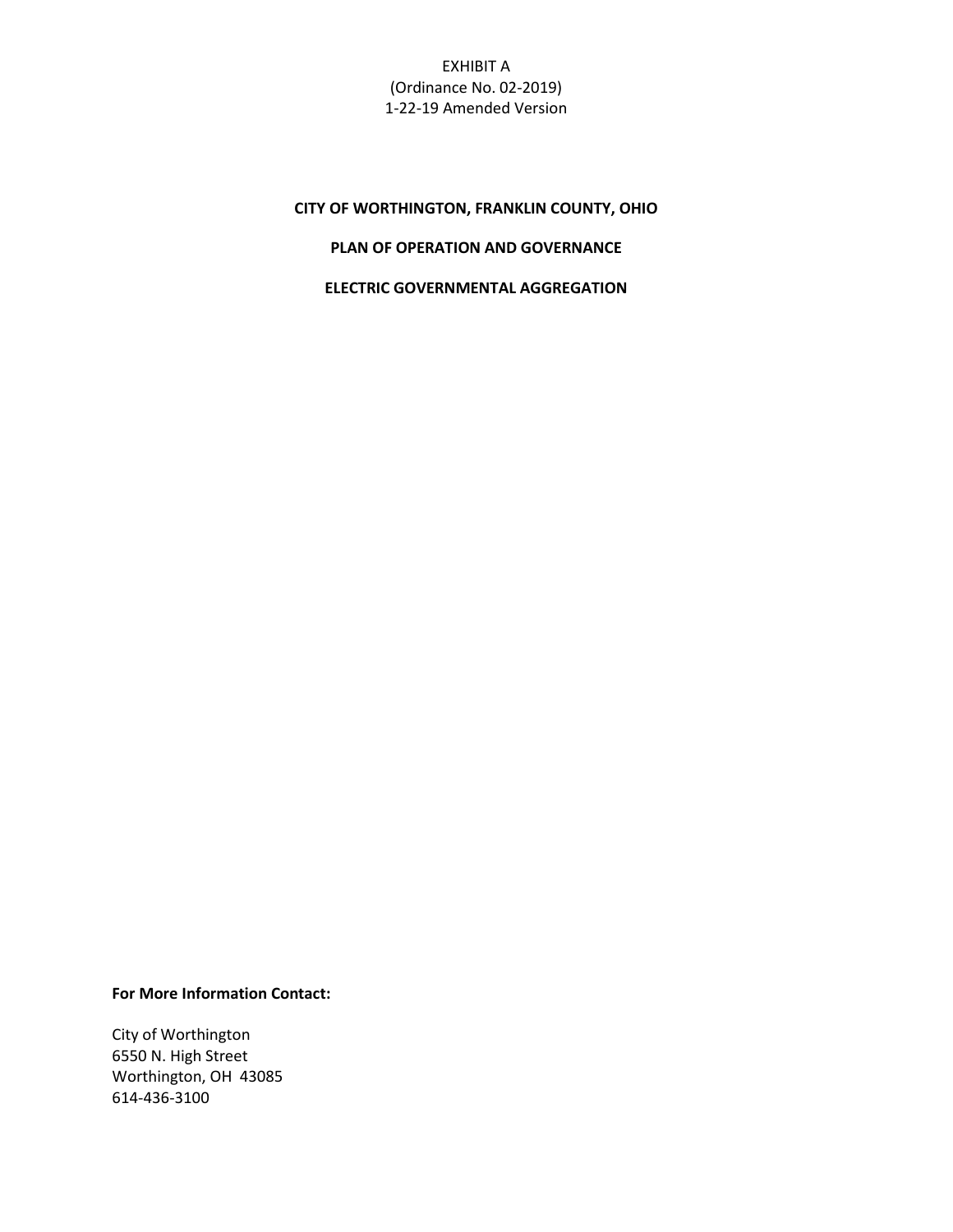EXHIBIT A
(Ordinance No. 02-2019)
1-22-19 Amended Version

**CITY OF WORTHINGTON, FRANKLIN COUNTY, OHIO**

**PLAN OF OPERATION AND GOVERNANCE**

**ELECTRIC GOVERNMENTAL AGGREGATION**

**For More Information Contact:**

City of Worthington
6550 N. High Street
Worthington, OH 43085
614-436-3100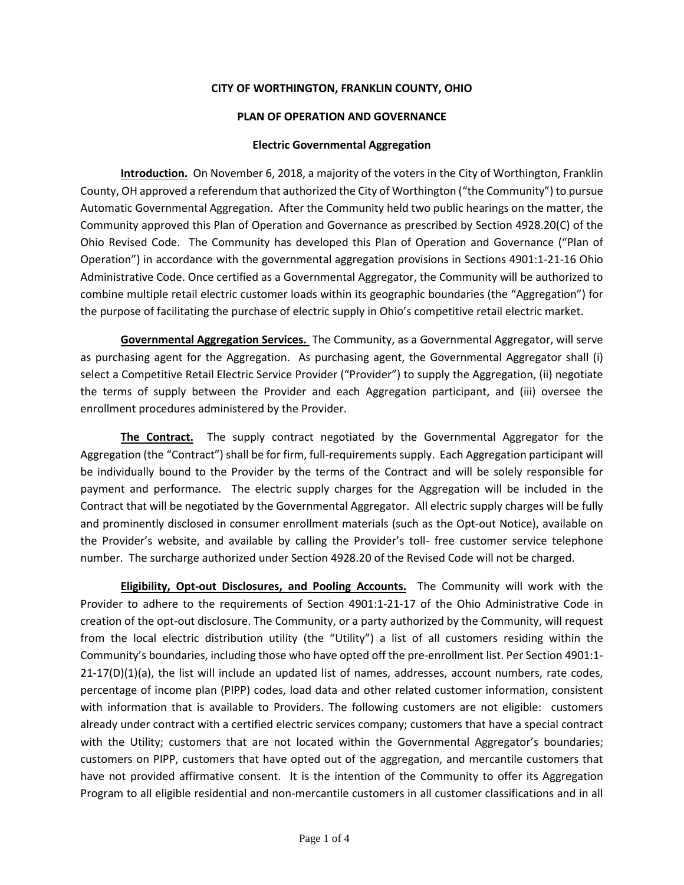**CITY OF WORTHINGTON, FRANKLIN COUNTY, OHIO**

**PLAN OF OPERATION AND GOVERNANCE**

**Electric Governmental Aggregation**

**Introduction.** On November 6, 2018, a majority of the voters in the City of Worthington, Franklin County, OH approved a referendum that authorized the City of Worthington ("the Community") to pursue Automatic Governmental Aggregation. After the Community held two public hearings on the matter, the Community approved this Plan of Operation and Governance as prescribed by Section 4928.20(C) of the Ohio Revised Code. The Community has developed this Plan of Operation and Governance ("Plan of Operation") in accordance with the governmental aggregation provisions in Sections 4901:1-21-16 Ohio Administrative Code. Once certified as a Governmental Aggregator, the Community will be authorized to combine multiple retail electric customer loads within its geographic boundaries (the "Aggregation") for the purpose of facilitating the purchase of electric supply in Ohio's competitive retail electric market.

**Governmental Aggregation Services.** The Community, as a Governmental Aggregator, will serve as purchasing agent for the Aggregation. As purchasing agent, the Governmental Aggregator shall (i) select a Competitive Retail Electric Service Provider ("Provider") to supply the Aggregation, (ii) negotiate the terms of supply between the Provider and each Aggregation participant, and (iii) oversee the enrollment procedures administered by the Provider.

**The Contract.** The supply contract negotiated by the Governmental Aggregator for the Aggregation (the "Contract") shall be for firm, full-requirements supply. Each Aggregation participant will be individually bound to the Provider by the terms of the Contract and will be solely responsible for payment and performance. The electric supply charges for the Aggregation will be included in the Contract that will be negotiated by the Governmental Aggregator. All electric supply charges will be fully and prominently disclosed in consumer enrollment materials (such as the Opt-out Notice), available on the Provider's website, and available by calling the Provider's toll- free customer service telephone number. The surcharge authorized under Section 4928.20 of the Revised Code will not be charged.

**Eligibility, Opt-out Disclosures, and Pooling Accounts.** The Community will work with the Provider to adhere to the requirements of Section 4901:1-21-17 of the Ohio Administrative Code in creation of the opt-out disclosure. The Community, or a party authorized by the Community, will request from the local electric distribution utility (the "Utility") a list of all customers residing within the Community's boundaries, including those who have opted off the pre-enrollment list. Per Section 4901:1-21-17(D)(1)(a), the list will include an updated list of names, addresses, account numbers, rate codes, percentage of income plan (PIPP) codes, load data and other related customer information, consistent with information that is available to Providers. The following customers are not eligible: customers already under contract with a certified electric services company; customers that have a special contract with the Utility; customers that are not located within the Governmental Aggregator's boundaries; customers on PIPP, customers that have opted out of the aggregation, and mercantile customers that have not provided affirmative consent. It is the intention of the Community to offer its Aggregation Program to all eligible residential and non-mercantile customers in all customer classifications and in all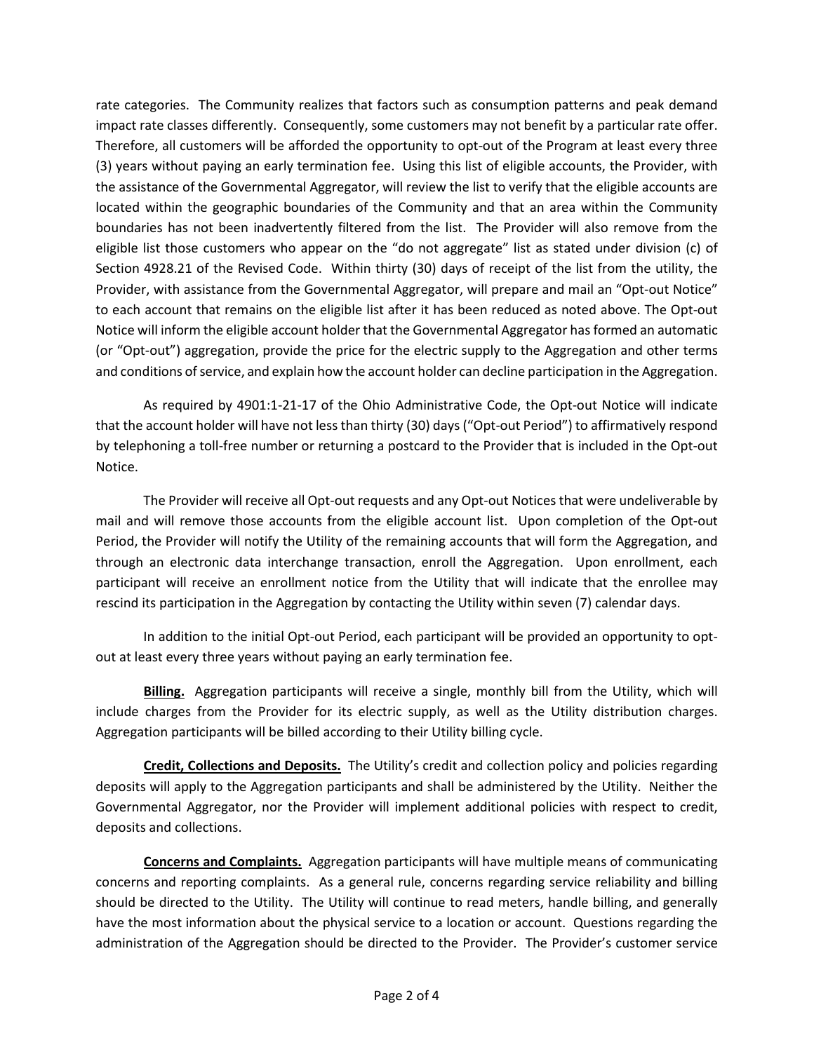rate categories. The Community realizes that factors such as consumption patterns and peak demand impact rate classes differently. Consequently, some customers may not benefit by a particular rate offer. Therefore, all customers will be afforded the opportunity to opt-out of the Program at least every three (3) years without paying an early termination fee. Using this list of eligible accounts, the Provider, with the assistance of the Governmental Aggregator, will review the list to verify that the eligible accounts are located within the geographic boundaries of the Community and that an area within the Community boundaries has not been inadvertently filtered from the list. The Provider will also remove from the eligible list those customers who appear on the "do not aggregate" list as stated under division (c) of Section 4928.21 of the Revised Code. Within thirty (30) days of receipt of the list from the utility, the Provider, with assistance from the Governmental Aggregator, will prepare and mail an "Opt-out Notice" to each account that remains on the eligible list after it has been reduced as noted above. The Opt-out Notice will inform the eligible account holder that the Governmental Aggregator has formed an automatic (or "Opt-out") aggregation, provide the price for the electric supply to the Aggregation and other terms and conditions of service, and explain how the account holder can decline participation in the Aggregation.

As required by 4901:1-21-17 of the Ohio Administrative Code, the Opt-out Notice will indicate that the account holder will have not less than thirty (30) days ("Opt-out Period") to affirmatively respond by telephoning a toll-free number or returning a postcard to the Provider that is included in the Opt-out Notice.

The Provider will receive all Opt-out requests and any Opt-out Notices that were undeliverable by mail and will remove those accounts from the eligible account list. Upon completion of the Opt-out Period, the Provider will notify the Utility of the remaining accounts that will form the Aggregation, and through an electronic data interchange transaction, enroll the Aggregation. Upon enrollment, each participant will receive an enrollment notice from the Utility that will indicate that the enrollee may rescind its participation in the Aggregation by contacting the Utility within seven (7) calendar days.

In addition to the initial Opt-out Period, each participant will be provided an opportunity to opt-out at least every three years without paying an early termination fee.

**Billing.** Aggregation participants will receive a single, monthly bill from the Utility, which will include charges from the Provider for its electric supply, as well as the Utility distribution charges. Aggregation participants will be billed according to their Utility billing cycle.

**Credit, Collections and Deposits.** The Utility's credit and collection policy and policies regarding deposits will apply to the Aggregation participants and shall be administered by the Utility. Neither the Governmental Aggregator, nor the Provider will implement additional policies with respect to credit, deposits and collections.

**Concerns and Complaints.** Aggregation participants will have multiple means of communicating concerns and reporting complaints. As a general rule, concerns regarding service reliability and billing should be directed to the Utility. The Utility will continue to read meters, handle billing, and generally have the most information about the physical service to a location or account. Questions regarding the administration of the Aggregation should be directed to the Provider. The Provider's customer service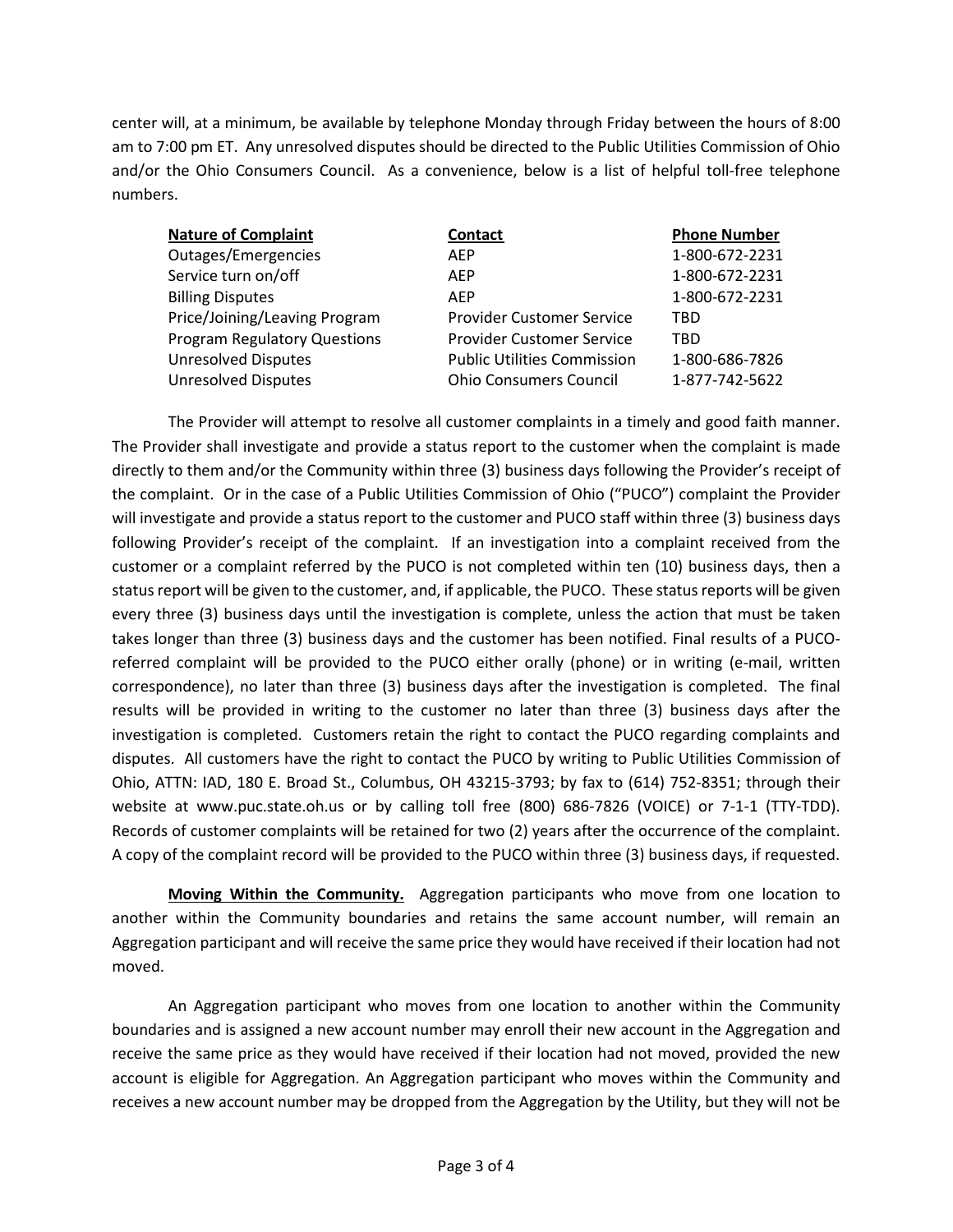center will, at a minimum, be available by telephone Monday through Friday between the hours of 8:00 am to 7:00 pm ET. Any unresolved disputes should be directed to the Public Utilities Commission of Ohio and/or the Ohio Consumers Council. As a convenience, below is a list of helpful toll-free telephone numbers.

| Nature of Complaint | Contact | Phone Number |
|---|---|---|
| Outages/Emergencies | AEP | 1-800-672-2231 |
| Service turn on/off | AEP | 1-800-672-2231 |
| Billing Disputes | AEP | 1-800-672-2231 |
| Price/Joining/Leaving Program | Provider Customer Service | TBD |
| Program Regulatory Questions | Provider Customer Service | TBD |
| Unresolved Disputes | Public Utilities Commission | 1-800-686-7826 |
| Unresolved Disputes | Ohio Consumers Council | 1-877-742-5622 |

The Provider will attempt to resolve all customer complaints in a timely and good faith manner. The Provider shall investigate and provide a status report to the customer when the complaint is made directly to them and/or the Community within three (3) business days following the Provider's receipt of the complaint. Or in the case of a Public Utilities Commission of Ohio ("PUCO") complaint the Provider will investigate and provide a status report to the customer and PUCO staff within three (3) business days following Provider's receipt of the complaint. If an investigation into a complaint received from the customer or a complaint referred by the PUCO is not completed within ten (10) business days, then a status report will be given to the customer, and, if applicable, the PUCO. These status reports will be given every three (3) business days until the investigation is complete, unless the action that must be taken takes longer than three (3) business days and the customer has been notified. Final results of a PUCO-referred complaint will be provided to the PUCO either orally (phone) or in writing (e-mail, written correspondence), no later than three (3) business days after the investigation is completed. The final results will be provided in writing to the customer no later than three (3) business days after the investigation is completed. Customers retain the right to contact the PUCO regarding complaints and disputes. All customers have the right to contact the PUCO by writing to Public Utilities Commission of Ohio, ATTN: IAD, 180 E. Broad St., Columbus, OH 43215-3793; by fax to (614) 752-8351; through their website at www.puc.state.oh.us or by calling toll free (800) 686-7826 (VOICE) or 7-1-1 (TTY-TDD). Records of customer complaints will be retained for two (2) years after the occurrence of the complaint. A copy of the complaint record will be provided to the PUCO within three (3) business days, if requested.

**Moving Within the Community.** Aggregation participants who move from one location to another within the Community boundaries and retains the same account number, will remain an Aggregation participant and will receive the same price they would have received if their location had not moved.

An Aggregation participant who moves from one location to another within the Community boundaries and is assigned a new account number may enroll their new account in the Aggregation and receive the same price as they would have received if their location had not moved, provided the new account is eligible for Aggregation. An Aggregation participant who moves within the Community and receives a new account number may be dropped from the Aggregation by the Utility, but they will not be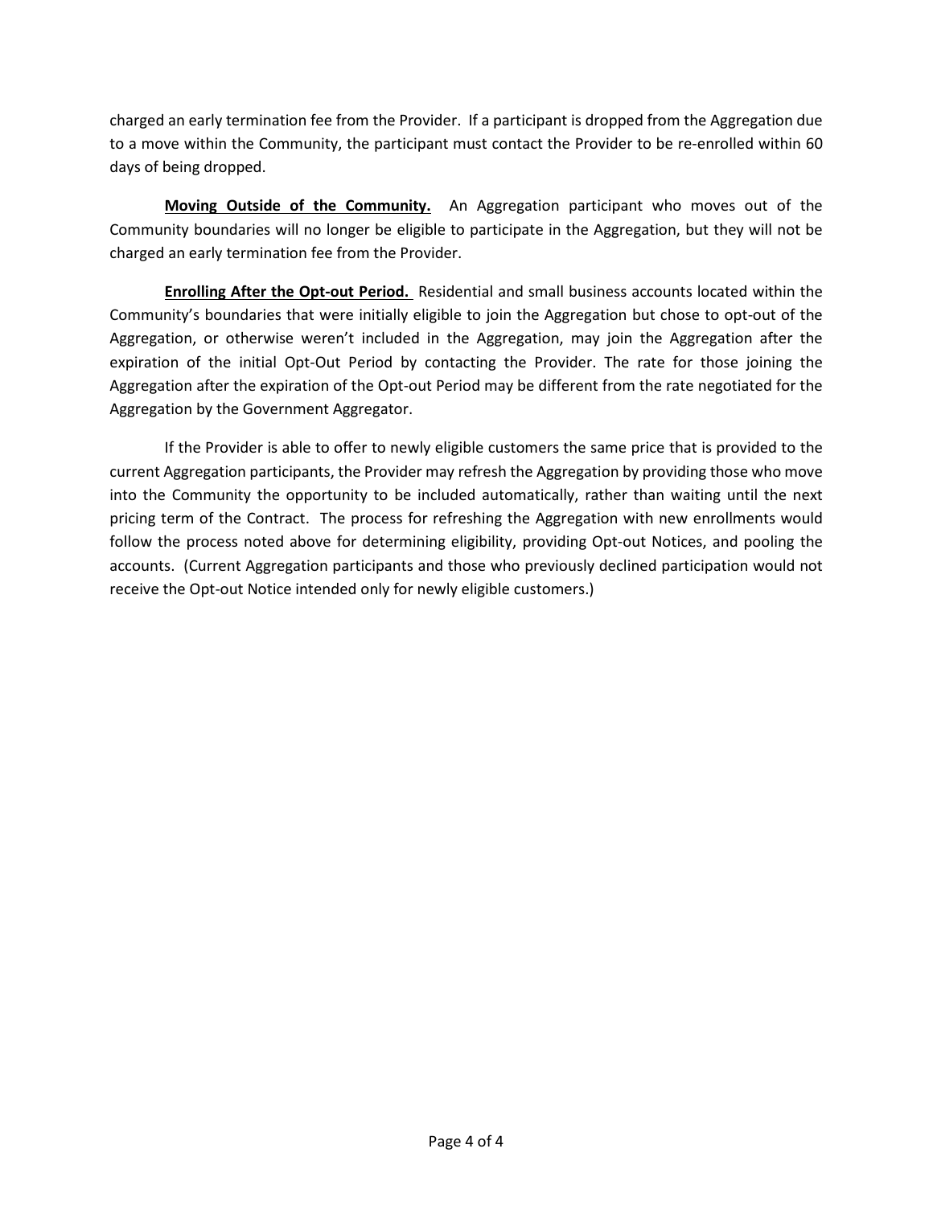charged an early termination fee from the Provider. If a participant is dropped from the Aggregation due to a move within the Community, the participant must contact the Provider to be re-enrolled within 60 days of being dropped.

**Moving Outside of the Community.** An Aggregation participant who moves out of the Community boundaries will no longer be eligible to participate in the Aggregation, but they will not be charged an early termination fee from the Provider.

**Enrolling After the Opt-out Period.** Residential and small business accounts located within the Community's boundaries that were initially eligible to join the Aggregation but chose to opt-out of the Aggregation, or otherwise weren't included in the Aggregation, may join the Aggregation after the expiration of the initial Opt-Out Period by contacting the Provider. The rate for those joining the Aggregation after the expiration of the Opt-out Period may be different from the rate negotiated for the Aggregation by the Government Aggregator.

If the Provider is able to offer to newly eligible customers the same price that is provided to the current Aggregation participants, the Provider may refresh the Aggregation by providing those who move into the Community the opportunity to be included automatically, rather than waiting until the next pricing term of the Contract. The process for refreshing the Aggregation with new enrollments would follow the process noted above for determining eligibility, providing Opt-out Notices, and pooling the accounts. (Current Aggregation participants and those who previously declined participation would not receive the Opt-out Notice intended only for newly eligible customers.)